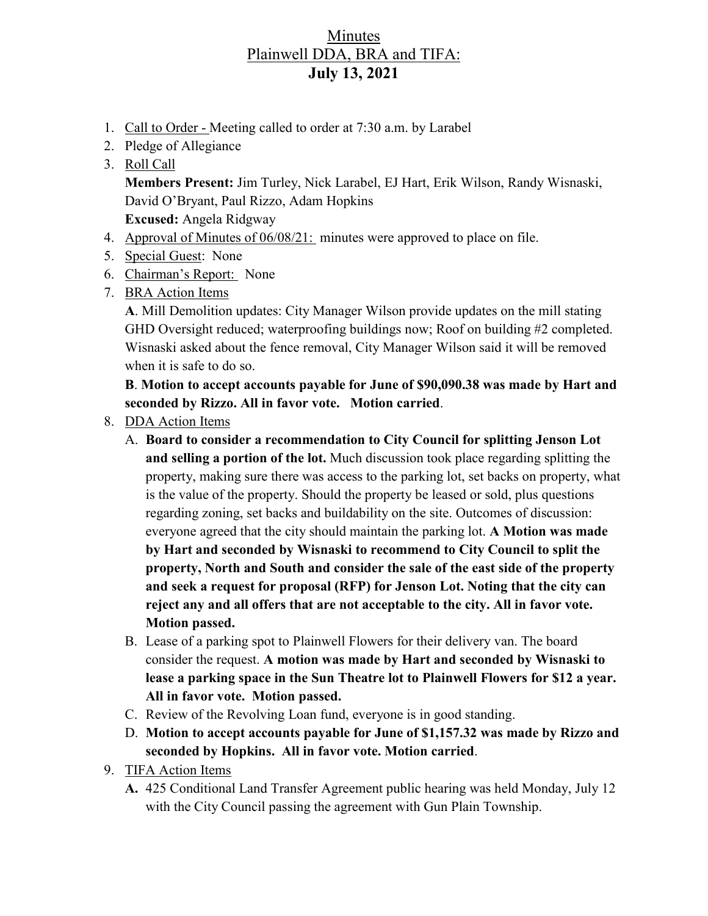# Minutes
## Plainwell DDA, BRA and TIFA:
## July 13, 2021

1. Call to Order - Meeting called to order at 7:30 a.m. by Larabel
2. Pledge of Allegiance
3. Roll Call
   **Members Present:** Jim Turley, Nick Larabel, EJ Hart, Erik Wilson, Randy Wisnaski, David O'Bryant, Paul Rizzo, Adam Hopkins
   **Excused:** Angela Ridgway
4. Approval of Minutes of 06/08/21: minutes were approved to place on file.
5. Special Guest: None
6. Chairman's Report: None
7. BRA Action Items
   **A**. Mill Demolition updates: City Manager Wilson provide updates on the mill stating GHD Oversight reduced; waterproofing buildings now; Roof on building #2 completed. Wisnaski asked about the fence removal, City Manager Wilson said it will be removed when it is safe to do so.
   **B**. **Motion to accept accounts payable for June of $90,090.38 was made by Hart and seconded by Rizzo. All in favor vote. Motion carried**.
8. DDA Action Items
   A. **Board to consider a recommendation to City Council for splitting Jenson Lot and selling a portion of the lot.** Much discussion took place regarding splitting the property, making sure there was access to the parking lot, set backs on property, what is the value of the property. Should the property be leased or sold, plus questions regarding zoning, set backs and buildability on the site. Outcomes of discussion: everyone agreed that the city should maintain the parking lot. **A Motion was made by Hart and seconded by Wisnaski to recommend to City Council to split the property, North and South and consider the sale of the east side of the property and seek a request for proposal (RFP) for Jenson Lot. Noting that the city can reject any and all offers that are not acceptable to the city. All in favor vote. Motion passed.**
   B. Lease of a parking spot to Plainwell Flowers for their delivery van. The board consider the request. **A motion was made by Hart and seconded by Wisnaski to lease a parking space in the Sun Theatre lot to Plainwell Flowers for $12 a year. All in favor vote. Motion passed.**
   C. Review of the Revolving Loan fund, everyone is in good standing.
   D. **Motion to accept accounts payable for June of $1,157.32 was made by Rizzo and seconded by Hopkins. All in favor vote. Motion carried**.
9. TIFA Action Items
   **A.** 425 Conditional Land Transfer Agreement public hearing was held Monday, July 12 with the City Council passing the agreement with Gun Plain Township.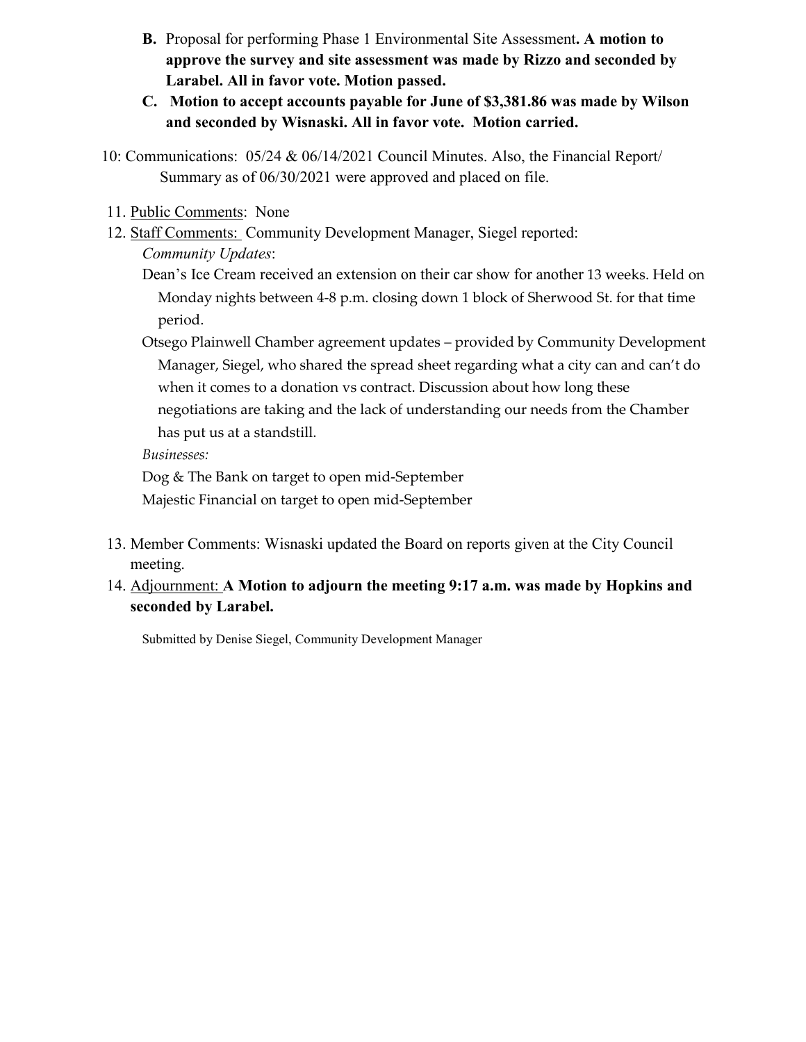B. Proposal for performing Phase 1 Environmental Site Assessment**. A motion to approve the survey and site assessment was made by Rizzo and seconded by Larabel. All in favor vote. Motion passed.**

C. **Motion to accept accounts payable for June of $3,381.86 was made by Wilson and seconded by Wisnaski. All in favor vote. Motion carried.**

10: Communications: 05/24 & 06/14/2021 Council Minutes. Also, the Financial Report/ Summary as of 06/30/2021 were approved and placed on file.

11. Public Comments: None

12. Staff Comments: Community Development Manager, Siegel reported:

*Community Updates*:

Dean's Ice Cream received an extension on their car show for another 13 weeks. Held on Monday nights between 4-8 p.m. closing down 1 block of Sherwood St. for that time period.

Otsego Plainwell Chamber agreement updates – provided by Community Development Manager, Siegel, who shared the spread sheet regarding what a city can and can't do when it comes to a donation vs contract. Discussion about how long these negotiations are taking and the lack of understanding our needs from the Chamber has put us at a standstill.

*Businesses:*

Dog & The Bank on target to open mid-September

Majestic Financial on target to open mid-September

13. Member Comments: Wisnaski updated the Board on reports given at the City Council meeting.

14. Adjournment: **A Motion to adjourn the meeting 9:17 a.m. was made by Hopkins and seconded by Larabel.**

Submitted by Denise Siegel, Community Development Manager